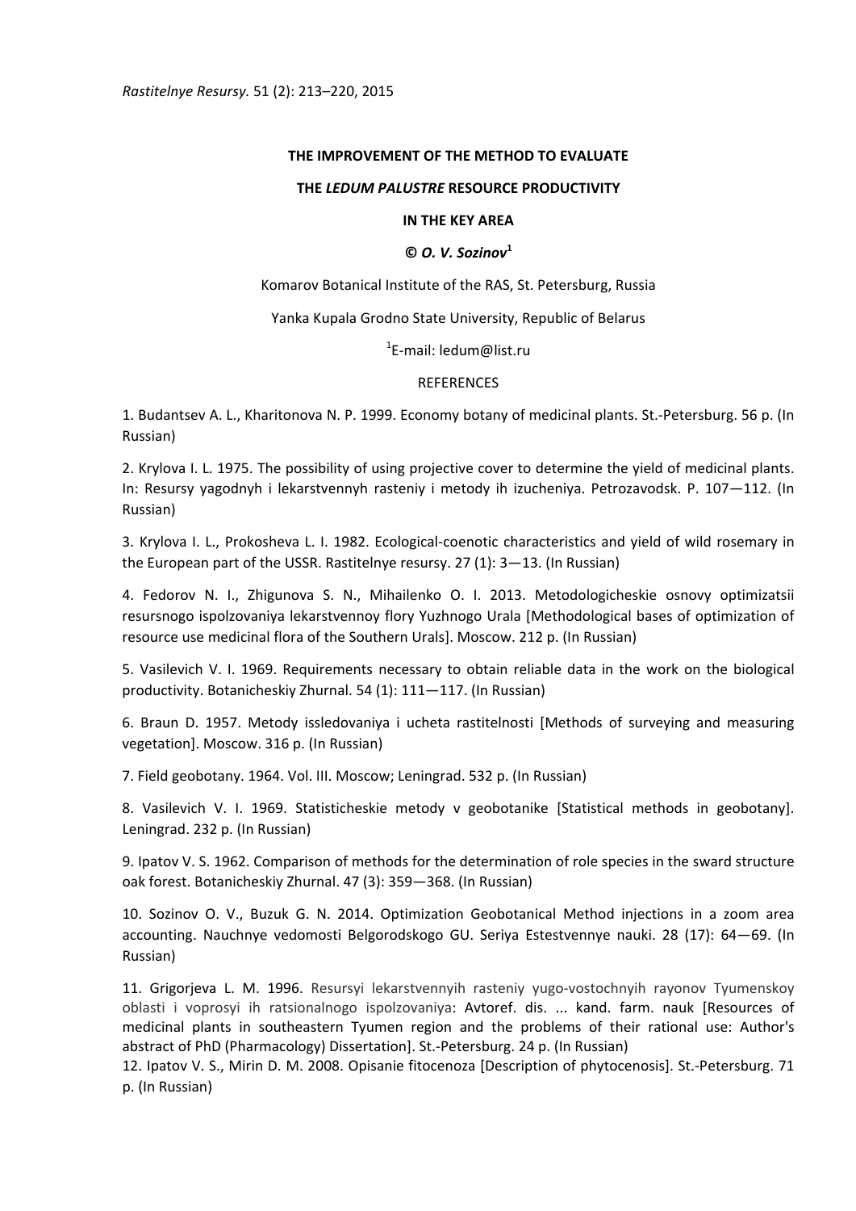*Rastitelnye Resursy.* 51 (2): 213–220, 2015

# THE IMPROVEMENT OF THE METHOD TO EVALUATE THE *LEDUM PALUSTRE* RESOURCE PRODUCTIVITY IN THE KEY AREA

***© O. V. Sozinov*[1]**

Komarov Botanical Institute of the RAS, St. Petersburg, Russia

Yanka Kupala Grodno State University, Republic of Belarus

[1]E-mail: ledum@list.ru

## REFERENCES

1. Budantsev A. L., Kharitonova N. P. 1999. Economy botany of medicinal plants. St.-Petersburg. 56 p. (In Russian)

2. Krylova I. L. 1975. The possibility of using projective cover to determine the yield of medicinal plants. In: Resursy yagodnyh i lekarstvennyh rasteniy i metody ih izucheniya. Petrozavodsk. P. 107—112. (In Russian)

3. Krylova I. L., Prokosheva L. I. 1982. Ecological-coenotic characteristics and yield of wild rosemary in the European part of the USSR. Rastitelnye resursy. 27 (1): 3—13. (In Russian)

4. Fedorov N. I., Zhigunova S. N., Mihailenko O. I. 2013. Metodologicheskie osnovy optimizatsii resursnogo ispolzovaniya lekarstvennoy flory Yuzhnogo Urala [Methodological bases of optimization of resource use medicinal flora of the Southern Urals]. Moscow. 212 p. (In Russian)

5. Vasilevich V. I. 1969. Requirements necessary to obtain reliable data in the work on the biological productivity. Botanicheskiy Zhurnal. 54 (1): 111—117. (In Russian)

6. Braun D. 1957. Metody issledovaniya i ucheta rastitelnosti [Methods of surveying and measuring vegetation]. Moscow. 316 p. (In Russian)

7. Field geobotany. 1964. Vol. III. Moscow; Leningrad. 532 p. (In Russian)

8. Vasilevich V. I. 1969. Statisticheskie metody v geobotanike [Statistical methods in geobotany]. Leningrad. 232 p. (In Russian)

9. Ipatov V. S. 1962. Comparison of methods for the determination of role species in the sward structure oak forest. Botanicheskiy Zhurnal. 47 (3): 359—368. (In Russian)

10. Sozinov O. V., Buzuk G. N. 2014. Optimization Geobotanical Method injections in a zoom area accounting. Nauchnye vedomosti Belgorodskogo GU. Seriya Estestvennye nauki. 28 (17): 64—69. (In Russian)

11. Grigorjeva L. M. 1996. Resursyi lekarstvennyih rasteniy yugo-vostochnyih rayonov Tyumenskoy oblasti i voprosyi ih ratsionalnogo ispolzovaniya: Avtoref. dis. ... kand. farm. nauk [Resources of medicinal plants in southeastern Tyumen region and the problems of their rational use: Author's abstract of PhD (Pharmacology) Dissertation]. St.-Petersburg. 24 p. (In Russian)

12. Ipatov V. S., Mirin D. M. 2008. Opisanie fitocenoza [Description of phytocenosis]. St.-Petersburg. 71 p. (In Russian)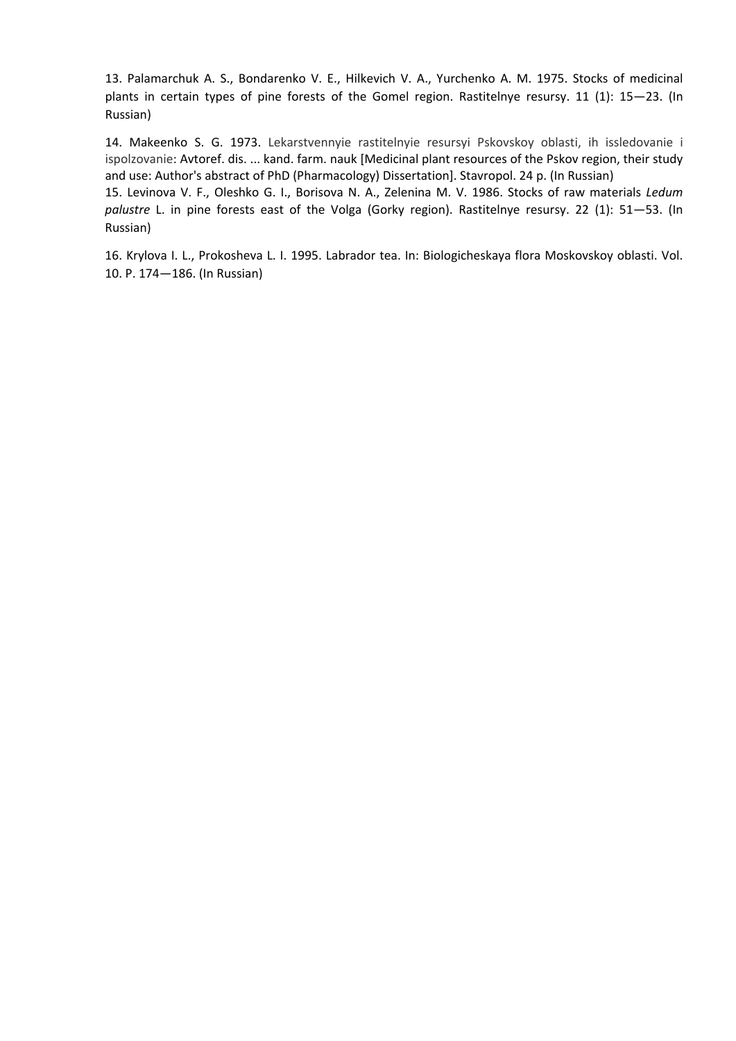13. Palamarchuk A. S., Bondarenko V. E., Hilkevich V. A., Yurchenko A. M. 1975. Stocks of medicinal plants in certain types of pine forests of the Gomel region. Rastitelnye resursy. 11 (1): 15—23. (In Russian)

14. Makeenko S. G. 1973. Lekarstvennyie rastitelnyie resursyi Pskovskoy oblasti, ih issledovanie i ispolzovanie: Avtoref. dis. ... kand. farm. nauk [Medicinal plant resources of the Pskov region, their study and use: Author's abstract of PhD (Pharmacology) Dissertation]. Stavropol. 24 p. (In Russian)

15. Levinova V. F., Oleshko G. I., Borisova N. A., Zelenina M. V. 1986. Stocks of raw materials *Ledum palustre* L. in pine forests east of the Volga (Gorky region). Rastitelnye resursy. 22 (1): 51—53. (In Russian)

16. Krylova I. L., Prokosheva L. I. 1995. Labrador tea. In: Biologicheskaya flora Moskovskoy oblasti. Vol. 10. P. 174—186. (In Russian)